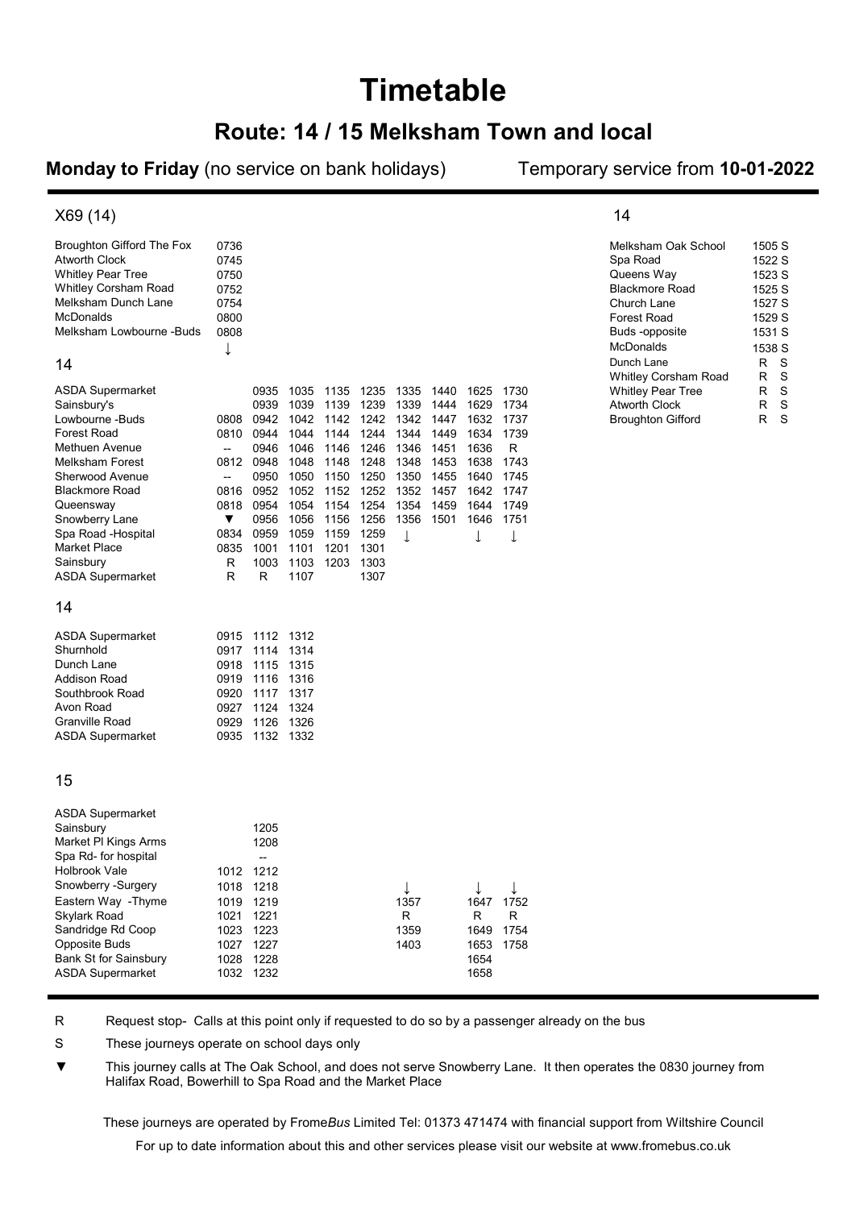# Timetable

## Route: 14 / 15 Melksham Town and local

**Monday to Friday** (no service on bank holidays) Temporary service from **10-01-2022**

### X69 (14)

| Stop | |
|---|---|
| Broughton Gifford The Fox | 0736 |
| Atworth Clock | 0745 |
| Whitley Pear Tree | 0750 |
| Whitley Corsham Road | 0752 |
| Melksham Dunch Lane | 0754 |
| McDonalds | 0800 |
| Melksham Lowbourne -Buds | 0808 |
| | ↓ |

### 14

| Stop | | | | | | | | | |
|---|---|---|---|---|---|---|---|---|---|
| ASDA Supermarket | | 0935 | 1035 | 1135 | 1235 | 1335 | 1440 | 1625 | 1730 |
| Sainsbury's | | 0939 | 1039 | 1139 | 1239 | 1339 | 1444 | 1629 | 1734 |
| Lowbourne -Buds | 0808 | 0942 | 1042 | 1142 | 1242 | 1342 | 1447 | 1632 | 1737 |
| Forest Road | 0810 | 0944 | 1044 | 1144 | 1244 | 1344 | 1449 | 1634 | 1739 |
| Methuen Avenue | -- | 0946 | 1046 | 1146 | 1246 | 1346 | 1451 | 1636 | R |
| Melksham Forest | 0812 | 0948 | 1048 | 1148 | 1248 | 1348 | 1453 | 1638 | 1743 |
| Sherwood Avenue | -- | 0950 | 1050 | 1150 | 1250 | 1350 | 1455 | 1640 | 1745 |
| Blackmore Road | 0816 | 0952 | 1052 | 1152 | 1252 | 1352 | 1457 | 1642 | 1747 |
| Queensway | 0818 | 0954 | 1054 | 1154 | 1254 | 1354 | 1459 | 1644 | 1749 |
| Snowberry Lane | ▼ | 0956 | 1056 | 1156 | 1256 | 1356 | 1501 | 1646 | 1751 |
| Spa Road -Hospital | 0834 | 0959 | 1059 | 1159 | 1259 | ↓ | | ↓ | ↓ |
| Market Place | 0835 | 1001 | 1101 | 1201 | 1301 | | | | |
| Sainsbury | R | 1003 | 1103 | 1203 | 1303 | | | | |
| ASDA Supermarket | R | R | 1107 | | 1307 | | | | |

### 14

| Stop | | | |
|---|---|---|---|
| ASDA Supermarket | 0915 | 1112 | 1312 |
| Shurnhold | 0917 | 1114 | 1314 |
| Dunch Lane | 0918 | 1115 | 1315 |
| Addison Road | 0919 | 1116 | 1316 |
| Southbrook Road | 0920 | 1117 | 1317 |
| Avon Road | 0927 | 1124 | 1324 |
| Granville Road | 0929 | 1126 | 1326 |
| ASDA Supermarket | 0935 | 1132 | 1332 |

### 15

| Stop | | | | | |
|---|---|---|---|---|---|
| ASDA Supermarket | | | | | |
| Sainsbury | | 1205 | | | |
| Market Pl Kings Arms | | 1208 | | | |
| Spa Rd- for hospital | | -- | | | |
| Holbrook Vale | 1012 | 1212 | | | |
| Snowberry -Surgery | 1018 | 1218 | ↓ | ↓ | ↓ |
| Eastern Way -Thyme | 1019 | 1219 | 1357 | 1647 | 1752 |
| Skylark Road | 1021 | 1221 | R | R | R |
| Sandridge Rd Coop | 1023 | 1223 | 1359 | 1649 | 1754 |
| Opposite Buds | 1027 | 1227 | 1403 | 1653 | 1758 |
| Bank St for Sainsbury | 1028 | 1228 | | 1654 | |
| ASDA Supermarket | 1032 | 1232 | | 1658 | |

### 14

| Stop | | |
|---|---|---|
| Melksham Oak School | 1505 S | |
| Spa Road | 1522 S | |
| Queens Way | 1523 S | |
| Blackmore Road | 1525 S | |
| Church Lane | 1527 S | |
| Forest Road | 1529 S | |
| Buds -opposite | 1531 S | |
| McDonalds | 1538 S | |
| Dunch Lane | R | S |
| Whitley Corsham Road | R | S |
| Whitley Pear Tree | R | S |
| Atworth Clock | R | S |
| Broughton Gifford | R | S |

R Request stop- Calls at this point only if requested to do so by a passenger already on the bus

S These journeys operate on school days only

▼ This journey calls at The Oak School, and does not serve Snowberry Lane. It then operates the 0830 journey from Halifax Road, Bowerhill to Spa Road and the Market Place

These journeys are operated by Frome*Bus* Limited Tel: 01373 471474 with financial support from Wiltshire Council

For up to date information about this and other services please visit our website at www.fromebus.co.uk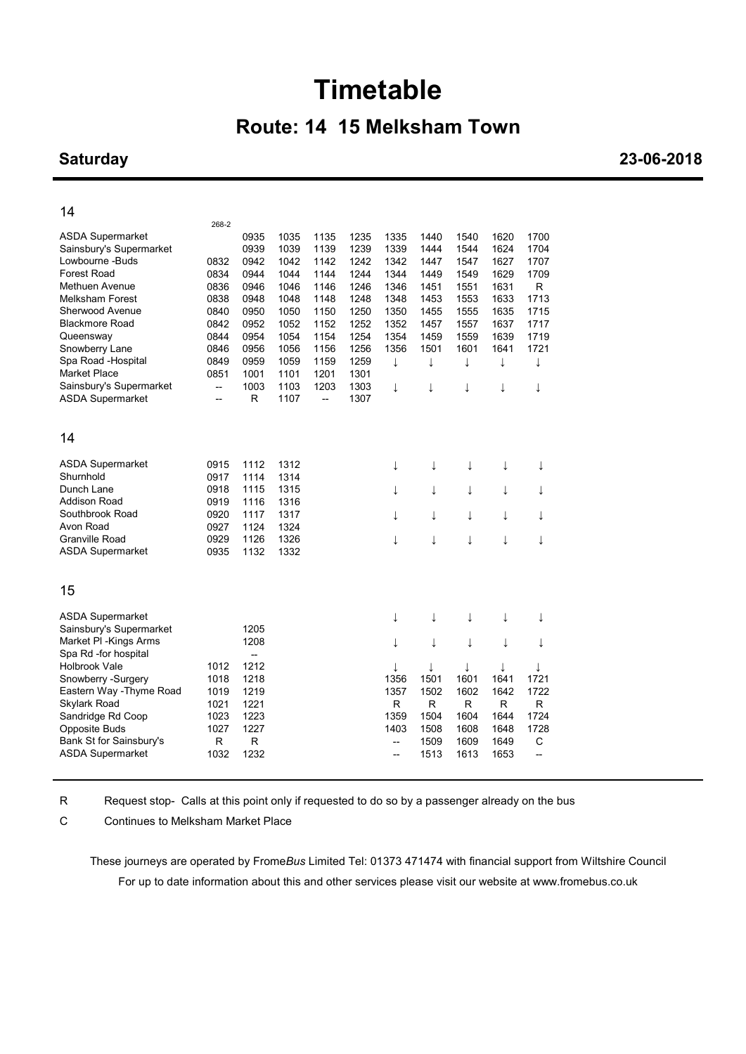# Timetable

## Route: 14 15 Melksham Town

**Saturday** **23-06-2018**

### 14

| | 268-2 | | | | | | | | | | |
|---|---|---|---|---|---|---|---|---|---|---|---|
| ASDA Supermarket | | 0935 | 1035 | 1135 | 1235 | 1335 | 1440 | 1540 | 1620 | 1700 |
| Sainsbury's Supermarket | | 0939 | 1039 | 1139 | 1239 | 1339 | 1444 | 1544 | 1624 | 1704 |
| Lowbourne -Buds | 0832 | 0942 | 1042 | 1142 | 1242 | 1342 | 1447 | 1547 | 1627 | 1707 |
| Forest Road | 0834 | 0944 | 1044 | 1144 | 1244 | 1344 | 1449 | 1549 | 1629 | 1709 |
| Methuen Avenue | 0836 | 0946 | 1046 | 1146 | 1246 | 1346 | 1451 | 1551 | 1631 | R |
| Melksham Forest | 0838 | 0948 | 1048 | 1148 | 1248 | 1348 | 1453 | 1553 | 1633 | 1713 |
| Sherwood Avenue | 0840 | 0950 | 1050 | 1150 | 1250 | 1350 | 1455 | 1555 | 1635 | 1715 |
| Blackmore Road | 0842 | 0952 | 1052 | 1152 | 1252 | 1352 | 1457 | 1557 | 1637 | 1717 |
| Queensway | 0844 | 0954 | 1054 | 1154 | 1254 | 1354 | 1459 | 1559 | 1639 | 1719 |
| Snowberry Lane | 0846 | 0956 | 1056 | 1156 | 1256 | 1356 | 1501 | 1601 | 1641 | 1721 |
| Spa Road -Hospital | 0849 | 0959 | 1059 | 1159 | 1259 | ↓ | ↓ | ↓ | ↓ | ↓ |
| Market Place | 0851 | 1001 | 1101 | 1201 | 1301 | | | | | |
| Sainsbury's Supermarket | -- | 1003 | 1103 | 1203 | 1303 | ↓ | ↓ | ↓ | ↓ | ↓ |
| ASDA Supermarket | -- | R | 1107 | -- | 1307 | | | | | |

### 14

| | | | | | | | | |
|---|---|---|---|---|---|---|---|---|
| ASDA Supermarket | 0915 | 1112 | 1312 | ↓ | ↓ | ↓ | ↓ | ↓ |
| Shurnhold | 0917 | 1114 | 1314 | | | | | |
| Dunch Lane | 0918 | 1115 | 1315 | ↓ | ↓ | ↓ | ↓ | ↓ |
| Addison Road | 0919 | 1116 | 1316 | | | | | |
| Southbrook Road | 0920 | 1117 | 1317 | ↓ | ↓ | ↓ | ↓ | ↓ |
| Avon Road | 0927 | 1124 | 1324 | | | | | |
| Granville Road | 0929 | 1126 | 1326 | ↓ | ↓ | ↓ | ↓ | ↓ |
| ASDA Supermarket | 0935 | 1132 | 1332 | | | | | |

### 15

| | | | | | | | |
|---|---|---|---|---|---|---|---|
| ASDA Supermarket | | | ↓ | ↓ | ↓ | ↓ | ↓ |
| Sainsbury's Supermarket | | 1205 | | | | | |
| Market Pl -Kings Arms | | 1208 | ↓ | ↓ | ↓ | ↓ | ↓ |
| Spa Rd -for hospital | | -- | | | | | |
| Holbrook Vale | 1012 | 1212 | ↓ | ↓ | ↓ | ↓ | ↓ |
| Snowberry -Surgery | 1018 | 1218 | 1356 | 1501 | 1601 | 1641 | 1721 |
| Eastern Way -Thyme Road | 1019 | 1219 | 1357 | 1502 | 1602 | 1642 | 1722 |
| Skylark Road | 1021 | 1221 | R | R | R | R | R |
| Sandridge Rd Coop | 1023 | 1223 | 1359 | 1504 | 1604 | 1644 | 1724 |
| Opposite Buds | 1027 | 1227 | 1403 | 1508 | 1608 | 1648 | 1728 |
| Bank St for Sainsbury's | R | R | -- | 1509 | 1609 | 1649 | C |
| ASDA Supermarket | 1032 | 1232 | -- | 1513 | 1613 | 1653 | -- |

R Request stop- Calls at this point only if requested to do so by a passenger already on the bus

C Continues to Melksham Market Place

These journeys are operated by Frome*Bus* Limited Tel: 01373 471474 with financial support from Wiltshire Council

For up to date information about this and other services please visit our website at www.fromebus.co.uk